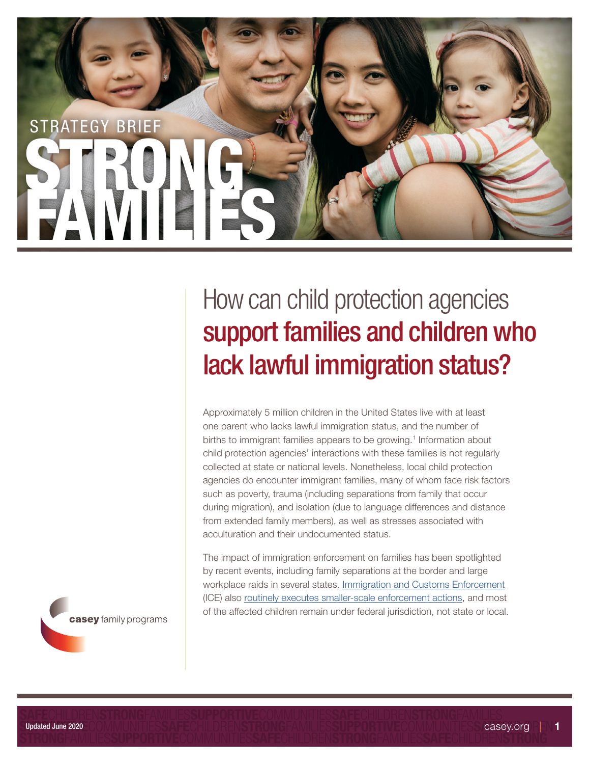STRATEGY BRIEF

# STRONG FAMILIES

## How can child protection agencies support families and children who lack lawful immigration status?

Approximately 5 million children in the United States live with at least one parent who lacks lawful immigration status, and the number of births to immigrant families appears to be growing.[1] Information about child protection agencies' interactions with these families is not regularly collected at state or national levels. Nonetheless, local child protection agencies do encounter immigrant families, many of whom face risk factors such as poverty, trauma (including separations from family that occur during migration), and isolation (due to language differences and distance from extended family members), as well as stresses associated with acculturation and their undocumented status.

The impact of immigration enforcement on families has been spotlighted by recent events, including family separations at the border and large workplace raids in several states. Immigration and Customs Enforcement (ICE) also routinely executes smaller-scale enforcement actions, and most of the affected children remain under federal jurisdiction, not state or local.

casey family programs

Updated June 2020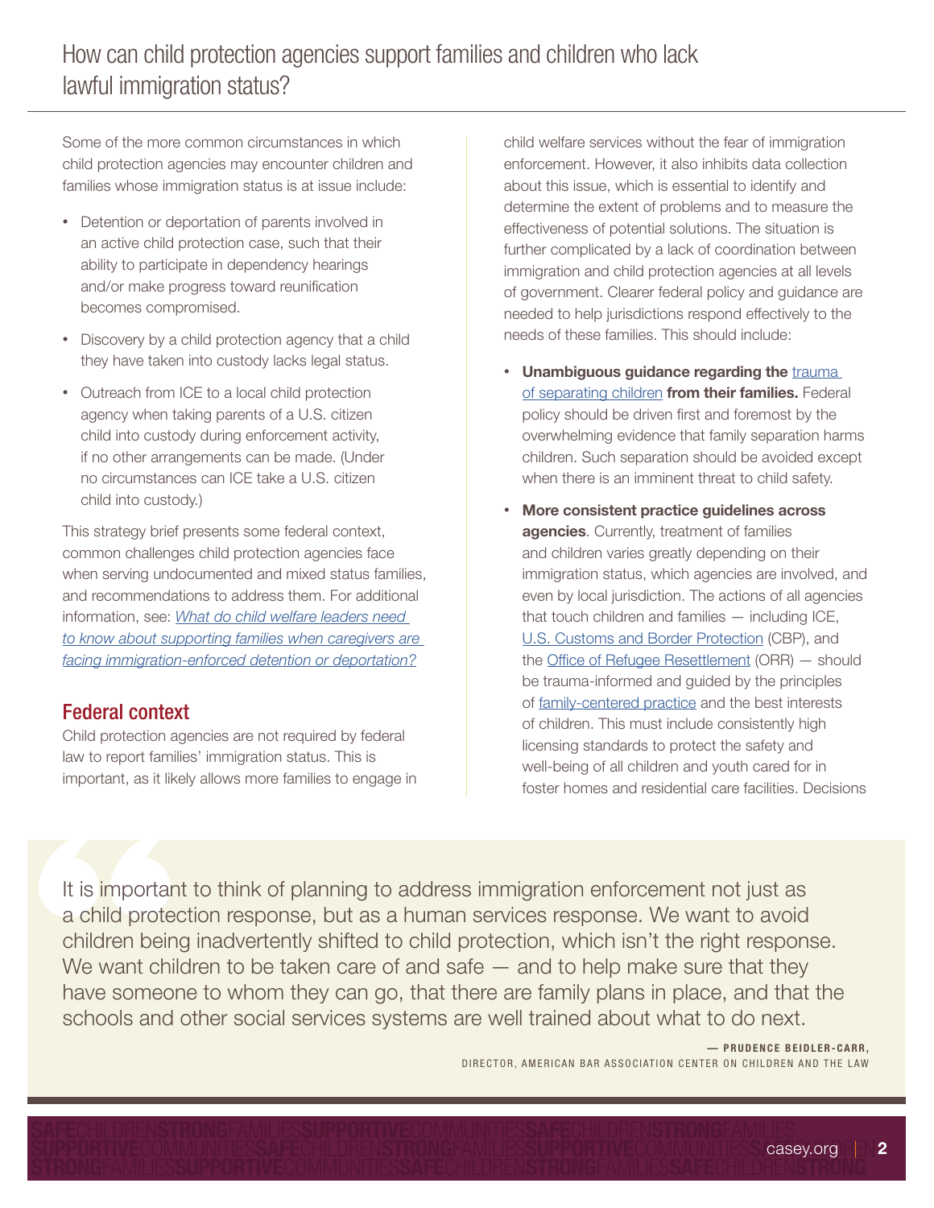## How can child protection agencies support families and children who lack lawful immigration status?

Some of the more common circumstances in which child protection agencies may encounter children and families whose immigration status is at issue include:

- Detention or deportation of parents involved in an active child protection case, such that their ability to participate in dependency hearings and/or make progress toward reunification becomes compromised.
- Discovery by a child protection agency that a child they have taken into custody lacks legal status.
- Outreach from ICE to a local child protection agency when taking parents of a U.S. citizen child into custody during enforcement activity, if no other arrangements can be made. (Under no circumstances can ICE take a U.S. citizen child into custody.)

This strategy brief presents some federal context, common challenges child protection agencies face when serving undocumented and mixed status families, and recommendations to address them. For additional information, see: *What do child welfare leaders need to know about supporting families when caregivers are facing immigration-enforced detention or deportation?*

### Federal context

Child protection agencies are not required by federal law to report families' immigration status. This is important, as it likely allows more families to engage in child welfare services without the fear of immigration enforcement. However, it also inhibits data collection about this issue, which is essential to identify and determine the extent of problems and to measure the effectiveness of potential solutions. The situation is further complicated by a lack of coordination between immigration and child protection agencies at all levels of government. Clearer federal policy and guidance are needed to help jurisdictions respond effectively to the needs of these families. This should include:

- **Unambiguous guidance regarding the trauma of separating children from their families.** Federal policy should be driven first and foremost by the overwhelming evidence that family separation harms children. Such separation should be avoided except when there is an imminent threat to child safety.
- **More consistent practice guidelines across agencies**. Currently, treatment of families and children varies greatly depending on their immigration status, which agencies are involved, and even by local jurisdiction. The actions of all agencies that touch children and families — including ICE, U.S. Customs and Border Protection (CBP), and the Office of Refugee Resettlement (ORR) — should be trauma-informed and guided by the principles of family-centered practice and the best interests of children. This must include consistently high licensing standards to protect the safety and well-being of all children and youth cared for in foster homes and residential care facilities. Decisions

> It is important to think of planning to address immigration enforcement not just as a child protection response, but as a human services response. We want to avoid children being inadvertently shifted to child protection, which isn't the right response. We want children to be taken care of and safe — and to help make sure that they have someone to whom they can go, that there are family plans in place, and that the schools and other social services systems are well trained about what to do next.
>
> — PRUDENCE BEIDLER-CARR, DIRECTOR, AMERICAN BAR ASSOCIATION CENTER ON CHILDREN AND THE LAW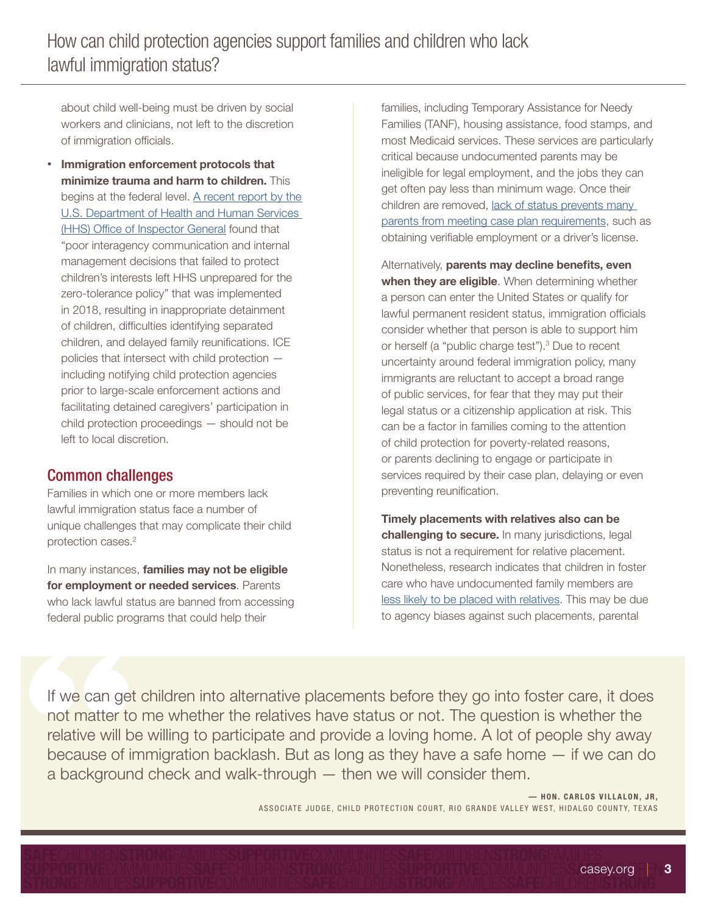about child well-being must be driven by social workers and clinicians, not left to the discretion of immigration officials.

- **Immigration enforcement protocols that minimize trauma and harm to children.** This begins at the federal level. A recent report by the U.S. Department of Health and Human Services (HHS) Office of Inspector General found that "poor interagency communication and internal management decisions that failed to protect children's interests left HHS unprepared for the zero-tolerance policy" that was implemented in 2018, resulting in inappropriate detainment of children, difficulties identifying separated children, and delayed family reunifications. ICE policies that intersect with child protection — including notifying child protection agencies prior to large-scale enforcement actions and facilitating detained caregivers' participation in child protection proceedings — should not be left to local discretion.

## Common challenges

Families in which one or more members lack lawful immigration status face a number of unique challenges that may complicate their child protection cases.[2]

In many instances, **families may not be eligible for employment or needed services**. Parents who lack lawful status are banned from accessing federal public programs that could help their families, including Temporary Assistance for Needy Families (TANF), housing assistance, food stamps, and most Medicaid services. These services are particularly critical because undocumented parents may be ineligible for legal employment, and the jobs they can get often pay less than minimum wage. Once their children are removed, lack of status prevents many parents from meeting case plan requirements, such as obtaining verifiable employment or a driver's license.

Alternatively, **parents may decline benefits, even when they are eligible**. When determining whether a person can enter the United States or qualify for lawful permanent resident status, immigration officials consider whether that person is able to support him or herself (a "public charge test").[3] Due to recent uncertainty around federal immigration policy, many immigrants are reluctant to accept a broad range of public services, for fear that they may put their legal status or a citizenship application at risk. This can be a factor in families coming to the attention of child protection for poverty-related reasons, or parents declining to engage or participate in services required by their case plan, delaying or even preventing reunification.

**Timely placements with relatives also can be challenging to secure.** In many jurisdictions, legal status is not a requirement for relative placement. Nonetheless, research indicates that children in foster care who have undocumented family members are less likely to be placed with relatives. This may be due to agency biases against such placements, parental

> If we can get children into alternative placements before they go into foster care, it does not matter to me whether the relatives have status or not. The question is whether the relative will be willing to participate and provide a loving home. A lot of people shy away because of immigration backlash. But as long as they have a safe home — if we can do a background check and walk-through — then we will consider them.
>
> — HON. CARLOS VILLALON, JR., ASSOCIATE JUDGE, CHILD PROTECTION COURT, RIO GRANDE VALLEY WEST, HIDALGO COUNTY, TEXAS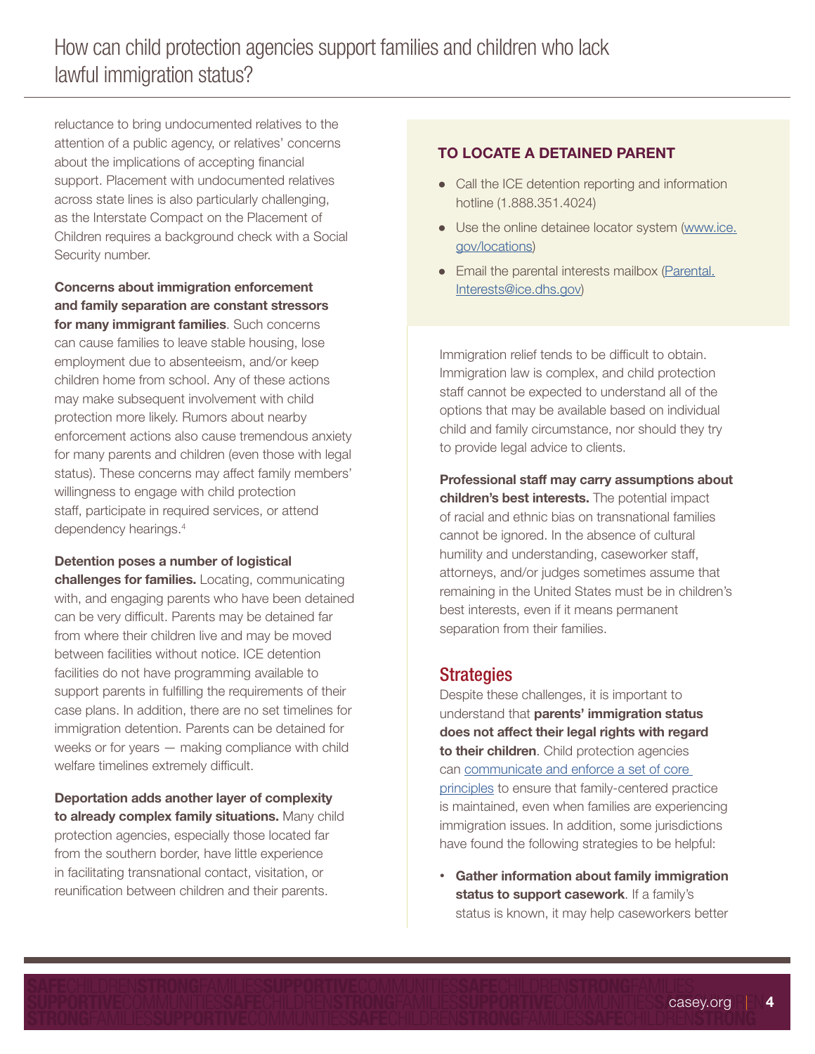reluctance to bring undocumented relatives to the attention of a public agency, or relatives' concerns about the implications of accepting financial support. Placement with undocumented relatives across state lines is also particularly challenging, as the Interstate Compact on the Placement of Children requires a background check with a Social Security number.

**Concerns about immigration enforcement and family separation are constant stressors for many immigrant families**. Such concerns can cause families to leave stable housing, lose employment due to absenteeism, and/or keep children home from school. Any of these actions may make subsequent involvement with child protection more likely. Rumors about nearby enforcement actions also cause tremendous anxiety for many parents and children (even those with legal status). These concerns may affect family members' willingness to engage with child protection staff, participate in required services, or attend dependency hearings.[4]

**Detention poses a number of logistical challenges for families.** Locating, communicating with, and engaging parents who have been detained can be very difficult. Parents may be detained far from where their children live and may be moved between facilities without notice. ICE detention facilities do not have programming available to support parents in fulfilling the requirements of their case plans. In addition, there are no set timelines for immigration detention. Parents can be detained for weeks or for years — making compliance with child welfare timelines extremely difficult.

**Deportation adds another layer of complexity to already complex family situations.** Many child protection agencies, especially those located far from the southern border, have little experience in facilitating transnational contact, visitation, or reunification between children and their parents.

**TO LOCATE A DETAINED PARENT**

- Call the ICE detention reporting and information hotline (1.888.351.4024)
- Use the online detainee locator system (www.ice.gov/locations)
- Email the parental interests mailbox (Parental.Interests@ice.dhs.gov)

Immigration relief tends to be difficult to obtain. Immigration law is complex, and child protection staff cannot be expected to understand all of the options that may be available based on individual child and family circumstance, nor should they try to provide legal advice to clients.

**Professional staff may carry assumptions about children's best interests.** The potential impact of racial and ethnic bias on transnational families cannot be ignored. In the absence of cultural humility and understanding, caseworker staff, attorneys, and/or judges sometimes assume that remaining in the United States must be in children's best interests, even if it means permanent separation from their families.

## Strategies

Despite these challenges, it is important to understand that **parents' immigration status does not affect their legal rights with regard to their children**. Child protection agencies can communicate and enforce a set of core principles to ensure that family-centered practice is maintained, even when families are experiencing immigration issues. In addition, some jurisdictions have found the following strategies to be helpful:

- **Gather information about family immigration status to support casework**. If a family's status is known, it may help caseworkers better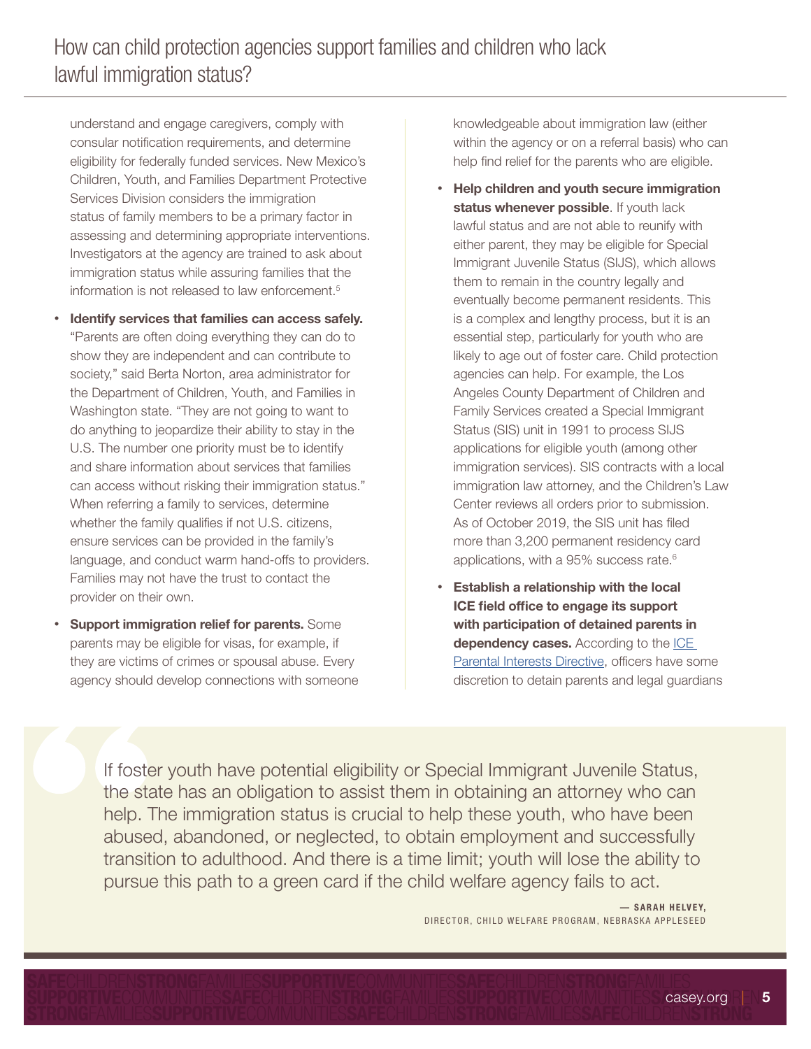understand and engage caregivers, comply with consular notification requirements, and determine eligibility for federally funded services. New Mexico's Children, Youth, and Families Department Protective Services Division considers the immigration status of family members to be a primary factor in assessing and determining appropriate interventions. Investigators at the agency are trained to ask about immigration status while assuring families that the information is not released to law enforcement.[5]

- **Identify services that families can access safely.** "Parents are often doing everything they can do to show they are independent and can contribute to society," said Berta Norton, area administrator for the Department of Children, Youth, and Families in Washington state. "They are not going to want to do anything to jeopardize their ability to stay in the U.S. The number one priority must be to identify and share information about services that families can access without risking their immigration status." When referring a family to services, determine whether the family qualifies if not U.S. citizens, ensure services can be provided in the family's language, and conduct warm hand-offs to providers. Families may not have the trust to contact the provider on their own.
- **Support immigration relief for parents.** Some parents may be eligible for visas, for example, if they are victims of crimes or spousal abuse. Every agency should develop connections with someone knowledgeable about immigration law (either within the agency or on a referral basis) who can help find relief for the parents who are eligible.
- **Help children and youth secure immigration status whenever possible**. If youth lack lawful status and are not able to reunify with either parent, they may be eligible for Special Immigrant Juvenile Status (SIJS), which allows them to remain in the country legally and eventually become permanent residents. This is a complex and lengthy process, but it is an essential step, particularly for youth who are likely to age out of foster care. Child protection agencies can help. For example, the Los Angeles County Department of Children and Family Services created a Special Immigrant Status (SIS) unit in 1991 to process SIJS applications for eligible youth (among other immigration services). SIS contracts with a local immigration law attorney, and the Children's Law Center reviews all orders prior to submission. As of October 2019, the SIS unit has filed more than 3,200 permanent residency card applications, with a 95% success rate.[6]
- **Establish a relationship with the local ICE field office to engage its support with participation of detained parents in dependency cases.** According to the ICE Parental Interests Directive, officers have some discretion to detain parents and legal guardians

> If foster youth have potential eligibility or Special Immigrant Juvenile Status, the state has an obligation to assist them in obtaining an attorney who can help. The immigration status is crucial to help these youth, who have been abused, abandoned, or neglected, to obtain employment and successfully transition to adulthood. And there is a time limit; youth will lose the ability to pursue this path to a green card if the child welfare agency fails to act.
>
> — **SARAH HELVEY,**
> DIRECTOR, CHILD WELFARE PROGRAM, NEBRASKA APPLESEED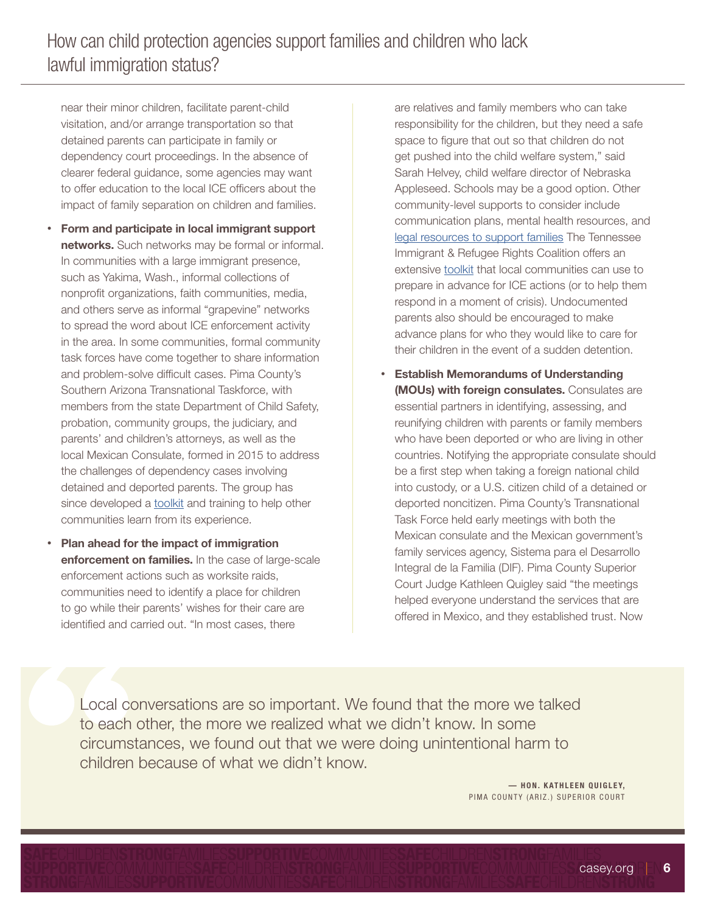near their minor children, facilitate parent-child visitation, and/or arrange transportation so that detained parents can participate in family or dependency court proceedings. In the absence of clearer federal guidance, some agencies may want to offer education to the local ICE officers about the impact of family separation on children and families.

- **Form and participate in local immigrant support networks.** Such networks may be formal or informal. In communities with a large immigrant presence, such as Yakima, Wash., informal collections of nonprofit organizations, faith communities, media, and others serve as informal "grapevine" networks to spread the word about ICE enforcement activity in the area. In some communities, formal community task forces have come together to share information and problem-solve difficult cases. Pima County's Southern Arizona Transnational Taskforce, with members from the state Department of Child Safety, probation, community groups, the judiciary, and parents' and children's attorneys, as well as the local Mexican Consulate, formed in 2015 to address the challenges of dependency cases involving detained and deported parents. The group has since developed a toolkit and training to help other communities learn from its experience.
- **Plan ahead for the impact of immigration enforcement on families.** In the case of large-scale enforcement actions such as worksite raids, communities need to identify a place for children to go while their parents' wishes for their care are identified and carried out. "In most cases, there are relatives and family members who can take responsibility for the children, but they need a safe space to figure that out so that children do not get pushed into the child welfare system," said Sarah Helvey, child welfare director of Nebraska Appleseed. Schools may be a good option. Other community-level supports to consider include communication plans, mental health resources, and legal resources to support families The Tennessee Immigrant & Refugee Rights Coalition offers an extensive toolkit that local communities can use to prepare in advance for ICE actions (or to help them respond in a moment of crisis). Undocumented parents also should be encouraged to make advance plans for who they would like to care for their children in the event of a sudden detention.
- **Establish Memorandums of Understanding (MOUs) with foreign consulates.** Consulates are essential partners in identifying, assessing, and reunifying children with parents or family members who have been deported or who are living in other countries. Notifying the appropriate consulate should be a first step when taking a foreign national child into custody, or a U.S. citizen child of a detained or deported noncitizen. Pima County's Transnational Task Force held early meetings with both the Mexican consulate and the Mexican government's family services agency, Sistema para el Desarrollo Integral de la Familia (DIF). Pima County Superior Court Judge Kathleen Quigley said "the meetings helped everyone understand the services that are offered in Mexico, and they established trust. Now

> Local conversations are so important. We found that the more we talked to each other, the more we realized what we didn't know. In some circumstances, we found out that we were doing unintentional harm to children because of what we didn't know.
>
> — **HON. KATHLEEN QUIGLEY,** PIMA COUNTY (ARIZ.) SUPERIOR COURT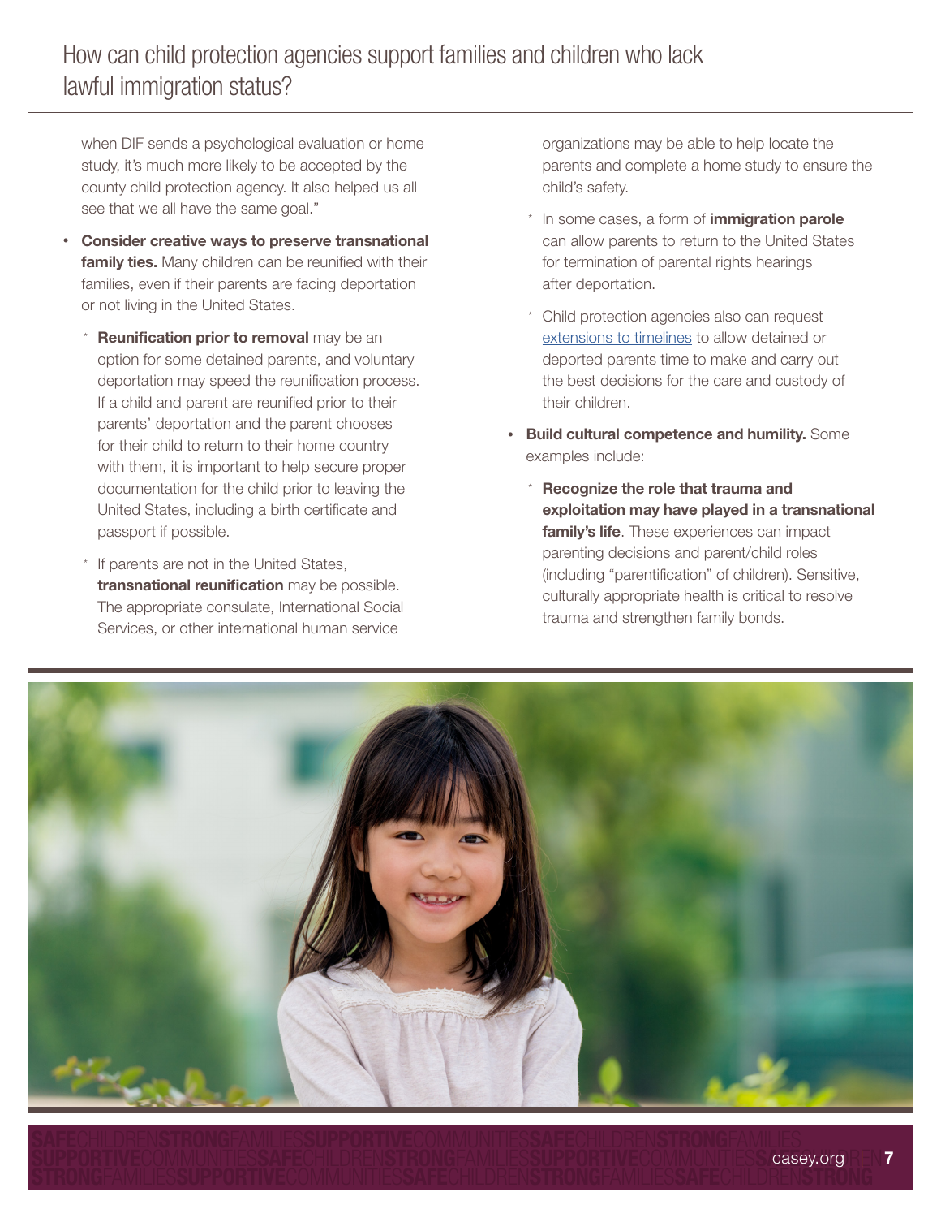when DIF sends a psychological evaluation or home study, it's much more likely to be accepted by the county child protection agency. It also helped us all see that we all have the same goal."

- **Consider creative ways to preserve transnational family ties.** Many children can be reunified with their families, even if their parents are facing deportation or not living in the United States.
  - **Reunification prior to removal** may be an option for some detained parents, and voluntary deportation may speed the reunification process. If a child and parent are reunified prior to their parents' deportation and the parent chooses for their child to return to their home country with them, it is important to help secure proper documentation for the child prior to leaving the United States, including a birth certificate and passport if possible.
  - If parents are not in the United States, **transnational reunification** may be possible. The appropriate consulate, International Social Services, or other international human service organizations may be able to help locate the parents and complete a home study to ensure the child's safety.
  - In some cases, a form of **immigration parole** can allow parents to return to the United States for termination of parental rights hearings after deportation.
  - Child protection agencies also can request extensions to timelines to allow detained or deported parents time to make and carry out the best decisions for the care and custody of their children.
- **Build cultural competence and humility.** Some examples include:
  - **Recognize the role that trauma and exploitation may have played in a transnational family's life**. These experiences can impact parenting decisions and parent/child roles (including "parentification" of children). Sensitive, culturally appropriate health is critical to resolve trauma and strengthen family bonds.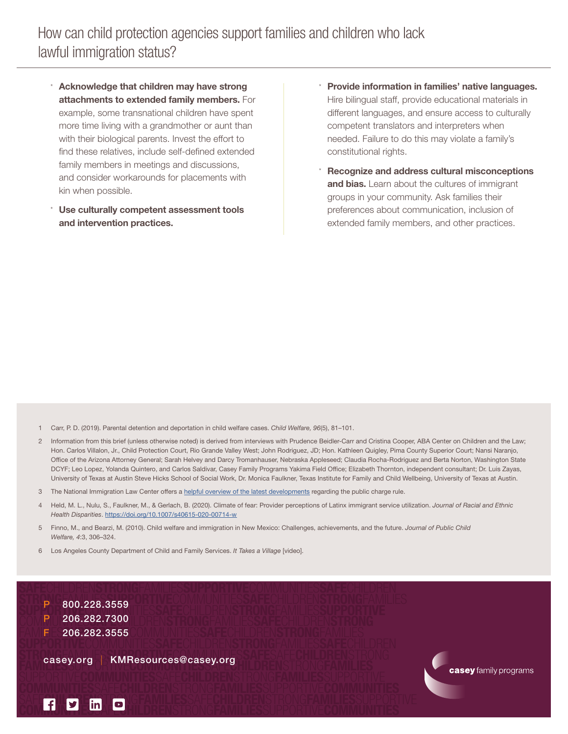## How can child protection agencies support families and children who lack lawful immigration status?

- **Acknowledge that children may have strong attachments to extended family members.** For example, some transnational children have spent more time living with a grandmother or aunt than with their biological parents. Invest the effort to find these relatives, include self-defined extended family members in meetings and discussions, and consider workarounds for placements with kin when possible.
- **Use culturally competent assessment tools and intervention practices.**
- **Provide information in families' native languages.** Hire bilingual staff, provide educational materials in different languages, and ensure access to culturally competent translators and interpreters when needed. Failure to do this may violate a family's constitutional rights.
- **Recognize and address cultural misconceptions and bias.** Learn about the cultures of immigrant groups in your community. Ask families their preferences about communication, inclusion of extended family members, and other practices.

1. Carr, P. D. (2019). Parental detention and deportation in child welfare cases. *Child Welfare, 96*(5), 81–101.
2. Information from this brief (unless otherwise noted) is derived from interviews with Prudence Beidler-Carr and Cristina Cooper, ABA Center on Children and the Law; Hon. Carlos Villalon, Jr., Child Protection Court, Rio Grande Valley West; John Rodriguez, JD; Hon. Kathleen Quigley, Pima County Superior Court; Nansi Naranjo, Office of the Arizona Attorney General; Sarah Helvey and Darcy Tromanhauser, Nebraska Appleseed; Claudia Rocha-Rodriguez and Berta Norton, Washington State DCYF; Leo Lopez, Yolanda Quintero, and Carlos Saldivar, Casey Family Programs Yakima Field Office; Elizabeth Thornton, independent consultant; Dr. Luis Zayas, University of Texas at Austin Steve Hicks School of Social Work, Dr. Monica Faulkner, Texas Institute for Family and Child Wellbeing, University of Texas at Austin.
3. The National Immigration Law Center offers a helpful overview of the latest developments regarding the public charge rule.
4. Held, M. L., Nulu, S., Faulkner, M., & Gerlach, B. (2020). Climate of fear: Provider perceptions of Latinx immigrant service utilization. *Journal of Racial and Ethnic Health Disparities*. https://doi.org/10.1007/s40615-020-00714-w
5. Finno, M., and Bearzi, M. (2010). Child welfare and immigration in New Mexico: Challenges, achievements, and the future. *Journal of Public Child Welfare, 4*:3, 306–324.
6. Los Angeles County Department of Child and Family Services. *It Takes a Village* [video].

P 800.228.3559
P 206.282.7300
F 206.282.3555

casey.org | KMResources@casey.org

casey family programs